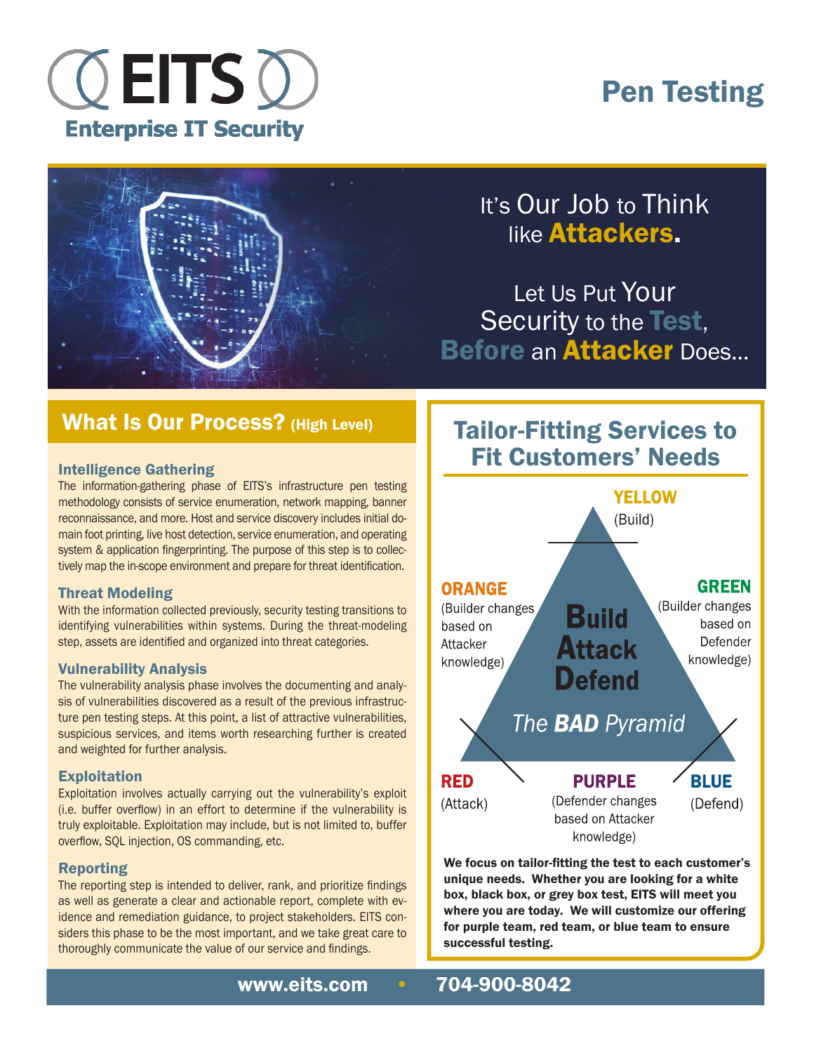# EITS

**Enterprise IT Security**

# Pen Testing

It's Our Job to Think like **Attackers.**

Let Us Put Your Security to the **Test**, **Before** an **Attacker** Does...

## What Is Our Process? (High Level)

### Intelligence Gathering

The information-gathering phase of EITS's infrastructure pen testing methodology consists of service enumeration, network mapping, banner reconnaissance, and more. Host and service discovery includes initial domain foot printing, live host detection, service enumeration, and operating system & application fingerprinting. The purpose of this step is to collectively map the in-scope environment and prepare for threat identification.

### Threat Modeling

With the information collected previously, security testing transitions to identifying vulnerabilities within systems. During the threat-modeling step, assets are identified and organized into threat categories.

### Vulnerability Analysis

The vulnerability analysis phase involves the documenting and analysis of vulnerabilities discovered as a result of the previous infrastructure pen testing steps. At this point, a list of attractive vulnerabilities, suspicious services, and items worth researching further is created and weighted for further analysis.

### Exploitation

Exploitation involves actually carrying out the vulnerability's exploit (i.e. buffer overflow) in an effort to determine if the vulnerability is truly exploitable. Exploitation may include, but is not limited to, buffer overflow, SQL injection, OS commanding, etc.

### Reporting

The reporting step is intended to deliver, rank, and prioritize findings as well as generate a clear and actionable report, complete with evidence and remediation guidance, to project stakeholders. EITS considers this phase to be the most important, and we take great care to thoroughly communicate the value of our service and findings.

## Tailor-Fitting Services to Fit Customers' Needs

**YELLOW** (Build)

**ORANGE** (Builder changes based on Attacker knowledge)

**GREEN** (Builder changes based on Defender knowledge)

**Build Attack Defend**

*The **BAD** Pyramid*

**RED** (Attack)

**PURPLE** (Defender changes based on Attacker knowledge)

**BLUE** (Defend)

**We focus on tailor-fitting the test to each customer's unique needs. Whether you are looking for a white box, black box, or grey box test, EITS will meet you where you are today. We will customize our offering for purple team, red team, or blue team to ensure successful testing.**

**www.eits.com • 704-900-8042**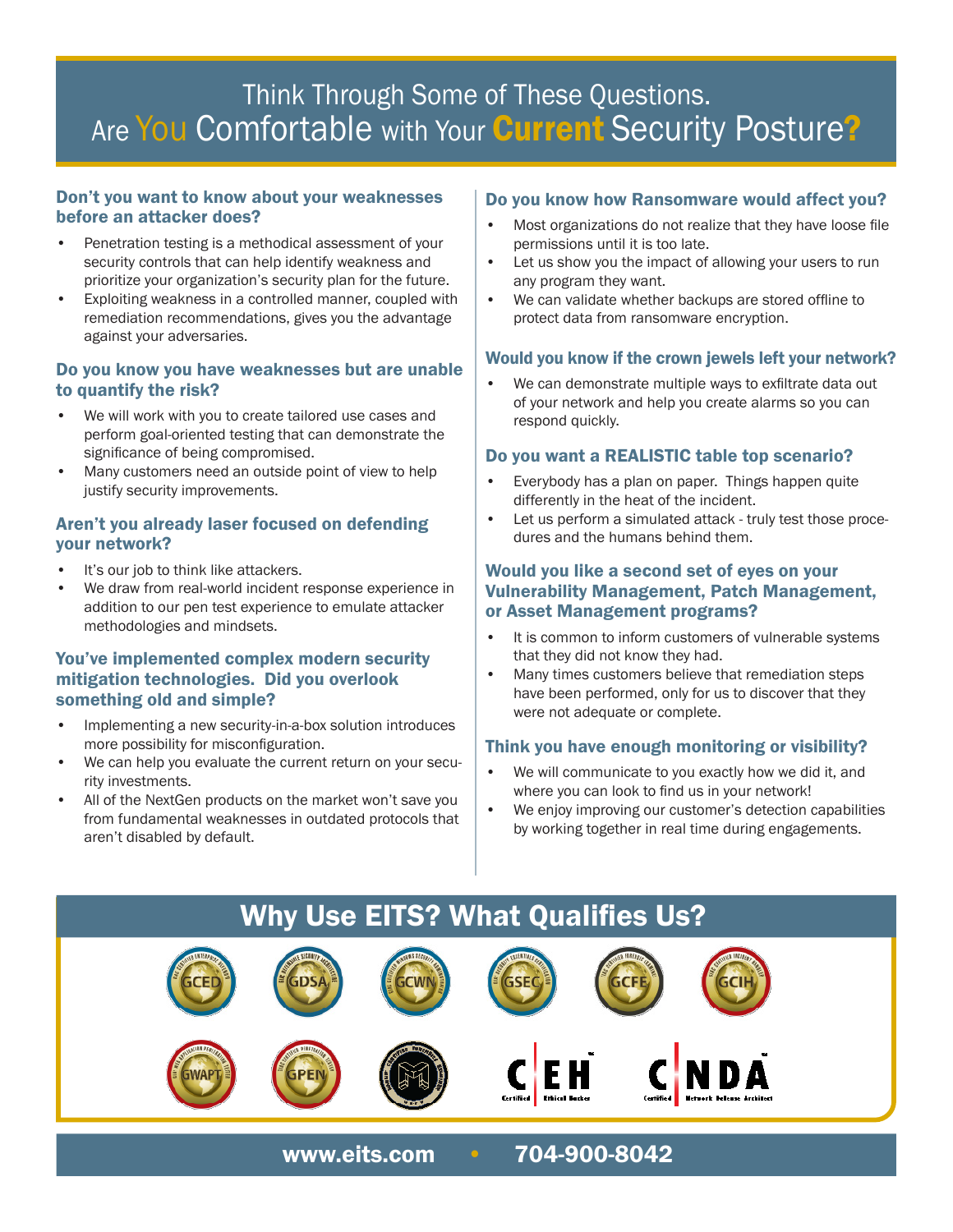# Think Through Some of These Questions. Are You Comfortable with Your Current Security Posture?

### Don't you want to know about your weaknesses before an attacker does?

- Penetration testing is a methodical assessment of your security controls that can help identify weakness and prioritize your organization's security plan for the future.
- Exploiting weakness in a controlled manner, coupled with remediation recommendations, gives you the advantage against your adversaries.

### Do you know you have weaknesses but are unable to quantify the risk?

- We will work with you to create tailored use cases and perform goal-oriented testing that can demonstrate the significance of being compromised.
- Many customers need an outside point of view to help justify security improvements.

### Aren't you already laser focused on defending your network?

- It's our job to think like attackers.
- We draw from real-world incident response experience in addition to our pen test experience to emulate attacker methodologies and mindsets.

### You've implemented complex modern security mitigation technologies. Did you overlook something old and simple?

- Implementing a new security-in-a-box solution introduces more possibility for misconfiguration.
- We can help you evaluate the current return on your security investments.
- All of the NextGen products on the market won't save you from fundamental weaknesses in outdated protocols that aren't disabled by default.

### Do you know how Ransomware would affect you?

- Most organizations do not realize that they have loose file permissions until it is too late.
- Let us show you the impact of allowing your users to run any program they want.
- We can validate whether backups are stored offline to protect data from ransomware encryption.

### Would you know if the crown jewels left your network?

- We can demonstrate multiple ways to exfiltrate data out of your network and help you create alarms so you can respond quickly.

### Do you want a REALISTIC table top scenario?

- Everybody has a plan on paper. Things happen quite differently in the heat of the incident.
- Let us perform a simulated attack - truly test those procedures and the humans behind them.

### Would you like a second set of eyes on your Vulnerability Management, Patch Management, or Asset Management programs?

- It is common to inform customers of vulnerable systems that they did not know they had.
- Many times customers believe that remediation steps have been performed, only for us to discover that they were not adequate or complete.

### Think you have enough monitoring or visibility?

- We will communicate to you exactly how we did it, and where you can look to find us in your network!
- We enjoy improving our customer's detection capabilities by working together in real time during engagements.

## Why Use EITS? What Qualifies Us?

GCED GDSA GCWN GSEC GCFE GCIH

GWAPT GPEN

CEH Certified Ethical Hacker

CNDA Certified Network Defense Architect

**www.eits.com • 704-900-8042**